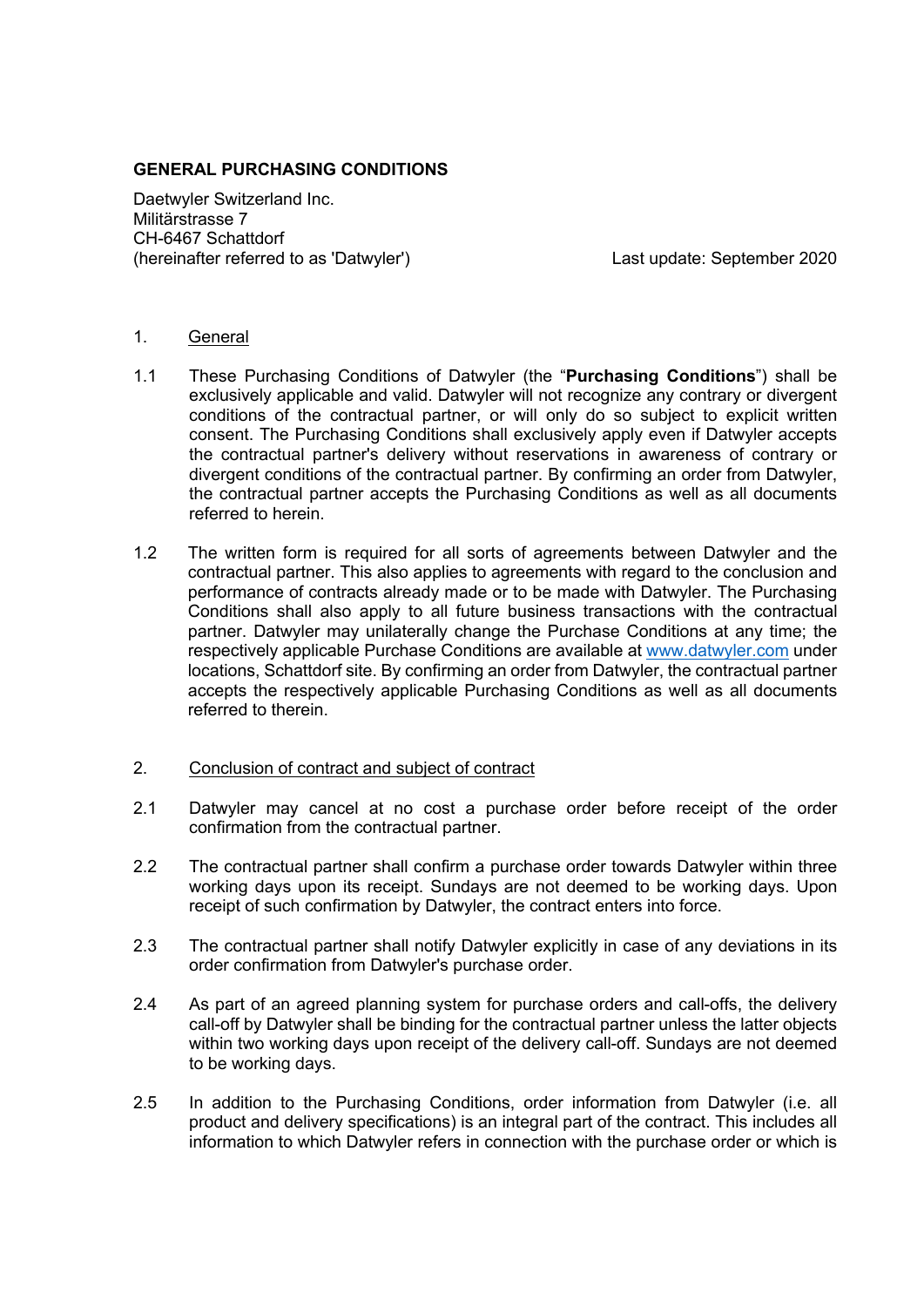# GENERAL PURCHASING CONDITIONS

Daetwyler Switzerland Inc.
Militärstrasse 7
CH-6467 Schattdorf
(hereinafter referred to as 'Datwyler')

Last update: September 2020

## 1. General

1.1 These Purchasing Conditions of Datwyler (the "**Purchasing Conditions**") shall be exclusively applicable and valid. Datwyler will not recognize any contrary or divergent conditions of the contractual partner, or will only do so subject to explicit written consent. The Purchasing Conditions shall exclusively apply even if Datwyler accepts the contractual partner's delivery without reservations in awareness of contrary or divergent conditions of the contractual partner. By confirming an order from Datwyler, the contractual partner accepts the Purchasing Conditions as well as all documents referred to herein.

1.2 The written form is required for all sorts of agreements between Datwyler and the contractual partner. This also applies to agreements with regard to the conclusion and performance of contracts already made or to be made with Datwyler. The Purchasing Conditions shall also apply to all future business transactions with the contractual partner. Datwyler may unilaterally change the Purchase Conditions at any time; the respectively applicable Purchase Conditions are available at www.datwyler.com under locations, Schattdorf site. By confirming an order from Datwyler, the contractual partner accepts the respectively applicable Purchasing Conditions as well as all documents referred to therein.

## 2. Conclusion of contract and subject of contract

2.1 Datwyler may cancel at no cost a purchase order before receipt of the order confirmation from the contractual partner.

2.2 The contractual partner shall confirm a purchase order towards Datwyler within three working days upon its receipt. Sundays are not deemed to be working days. Upon receipt of such confirmation by Datwyler, the contract enters into force.

2.3 The contractual partner shall notify Datwyler explicitly in case of any deviations in its order confirmation from Datwyler's purchase order.

2.4 As part of an agreed planning system for purchase orders and call-offs, the delivery call-off by Datwyler shall be binding for the contractual partner unless the latter objects within two working days upon receipt of the delivery call-off. Sundays are not deemed to be working days.

2.5 In addition to the Purchasing Conditions, order information from Datwyler (i.e. all product and delivery specifications) is an integral part of the contract. This includes all information to which Datwyler refers in connection with the purchase order or which is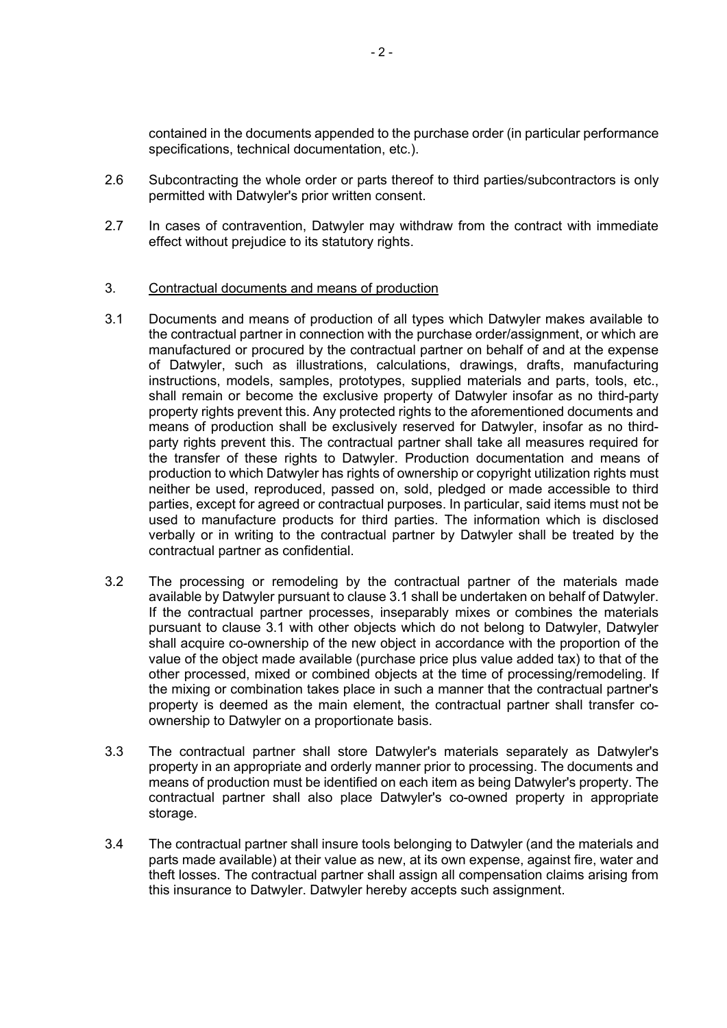contained in the documents appended to the purchase order (in particular performance specifications, technical documentation, etc.).

2.6 Subcontracting the whole order or parts thereof to third parties/subcontractors is only permitted with Datwyler's prior written consent.

2.7 In cases of contravention, Datwyler may withdraw from the contract with immediate effect without prejudice to its statutory rights.

3. Contractual documents and means of production

3.1 Documents and means of production of all types which Datwyler makes available to the contractual partner in connection with the purchase order/assignment, or which are manufactured or procured by the contractual partner on behalf of and at the expense of Datwyler, such as illustrations, calculations, drawings, drafts, manufacturing instructions, models, samples, prototypes, supplied materials and parts, tools, etc., shall remain or become the exclusive property of Datwyler insofar as no third-party property rights prevent this. Any protected rights to the aforementioned documents and means of production shall be exclusively reserved for Datwyler, insofar as no third-party rights prevent this. The contractual partner shall take all measures required for the transfer of these rights to Datwyler. Production documentation and means of production to which Datwyler has rights of ownership or copyright utilization rights must neither be used, reproduced, passed on, sold, pledged or made accessible to third parties, except for agreed or contractual purposes. In particular, said items must not be used to manufacture products for third parties. The information which is disclosed verbally or in writing to the contractual partner by Datwyler shall be treated by the contractual partner as confidential.

3.2 The processing or remodeling by the contractual partner of the materials made available by Datwyler pursuant to clause 3.1 shall be undertaken on behalf of Datwyler. If the contractual partner processes, inseparably mixes or combines the materials pursuant to clause 3.1 with other objects which do not belong to Datwyler, Datwyler shall acquire co-ownership of the new object in accordance with the proportion of the value of the object made available (purchase price plus value added tax) to that of the other processed, mixed or combined objects at the time of processing/remodeling. If the mixing or combination takes place in such a manner that the contractual partner's property is deemed as the main element, the contractual partner shall transfer co-ownership to Datwyler on a proportionate basis.

3.3 The contractual partner shall store Datwyler's materials separately as Datwyler's property in an appropriate and orderly manner prior to processing. The documents and means of production must be identified on each item as being Datwyler's property. The contractual partner shall also place Datwyler's co-owned property in appropriate storage.

3.4 The contractual partner shall insure tools belonging to Datwyler (and the materials and parts made available) at their value as new, at its own expense, against fire, water and theft losses. The contractual partner shall assign all compensation claims arising from this insurance to Datwyler. Datwyler hereby accepts such assignment.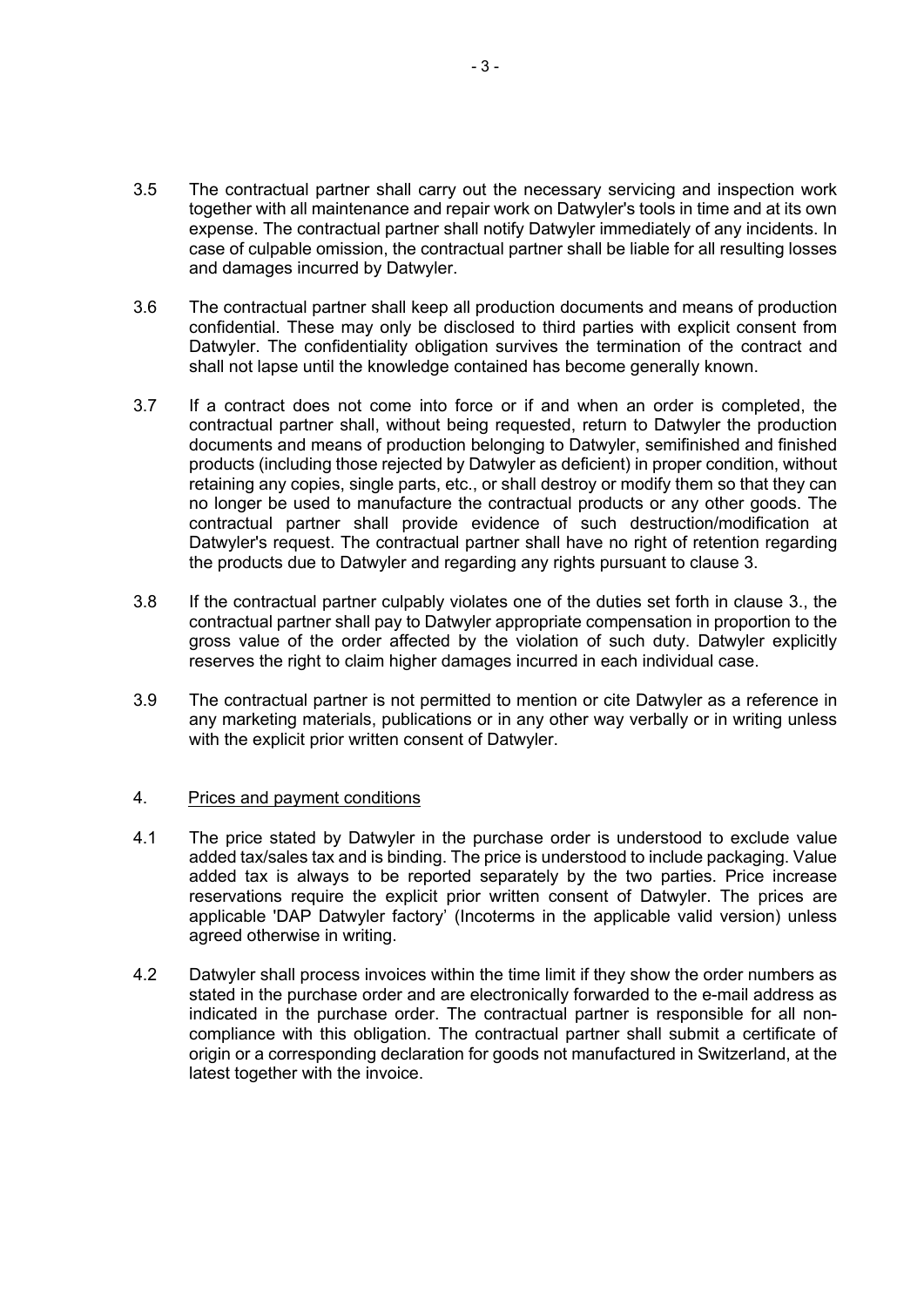3.5 The contractual partner shall carry out the necessary servicing and inspection work together with all maintenance and repair work on Datwyler's tools in time and at its own expense. The contractual partner shall notify Datwyler immediately of any incidents. In case of culpable omission, the contractual partner shall be liable for all resulting losses and damages incurred by Datwyler.

3.6 The contractual partner shall keep all production documents and means of production confidential. These may only be disclosed to third parties with explicit consent from Datwyler. The confidentiality obligation survives the termination of the contract and shall not lapse until the knowledge contained has become generally known.

3.7 If a contract does not come into force or if and when an order is completed, the contractual partner shall, without being requested, return to Datwyler the production documents and means of production belonging to Datwyler, semifinished and finished products (including those rejected by Datwyler as deficient) in proper condition, without retaining any copies, single parts, etc., or shall destroy or modify them so that they can no longer be used to manufacture the contractual products or any other goods. The contractual partner shall provide evidence of such destruction/modification at Datwyler's request. The contractual partner shall have no right of retention regarding the products due to Datwyler and regarding any rights pursuant to clause 3.

3.8 If the contractual partner culpably violates one of the duties set forth in clause 3., the contractual partner shall pay to Datwyler appropriate compensation in proportion to the gross value of the order affected by the violation of such duty. Datwyler explicitly reserves the right to claim higher damages incurred in each individual case.

3.9 The contractual partner is not permitted to mention or cite Datwyler as a reference in any marketing materials, publications or in any other way verbally or in writing unless with the explicit prior written consent of Datwyler.

## 4. Prices and payment conditions

4.1 The price stated by Datwyler in the purchase order is understood to exclude value added tax/sales tax and is binding. The price is understood to include packaging. Value added tax is always to be reported separately by the two parties. Price increase reservations require the explicit prior written consent of Datwyler. The prices are applicable 'DAP Datwyler factory' (Incoterms in the applicable valid version) unless agreed otherwise in writing.

4.2 Datwyler shall process invoices within the time limit if they show the order numbers as stated in the purchase order and are electronically forwarded to the e-mail address as indicated in the purchase order. The contractual partner is responsible for all non-compliance with this obligation. The contractual partner shall submit a certificate of origin or a corresponding declaration for goods not manufactured in Switzerland, at the latest together with the invoice.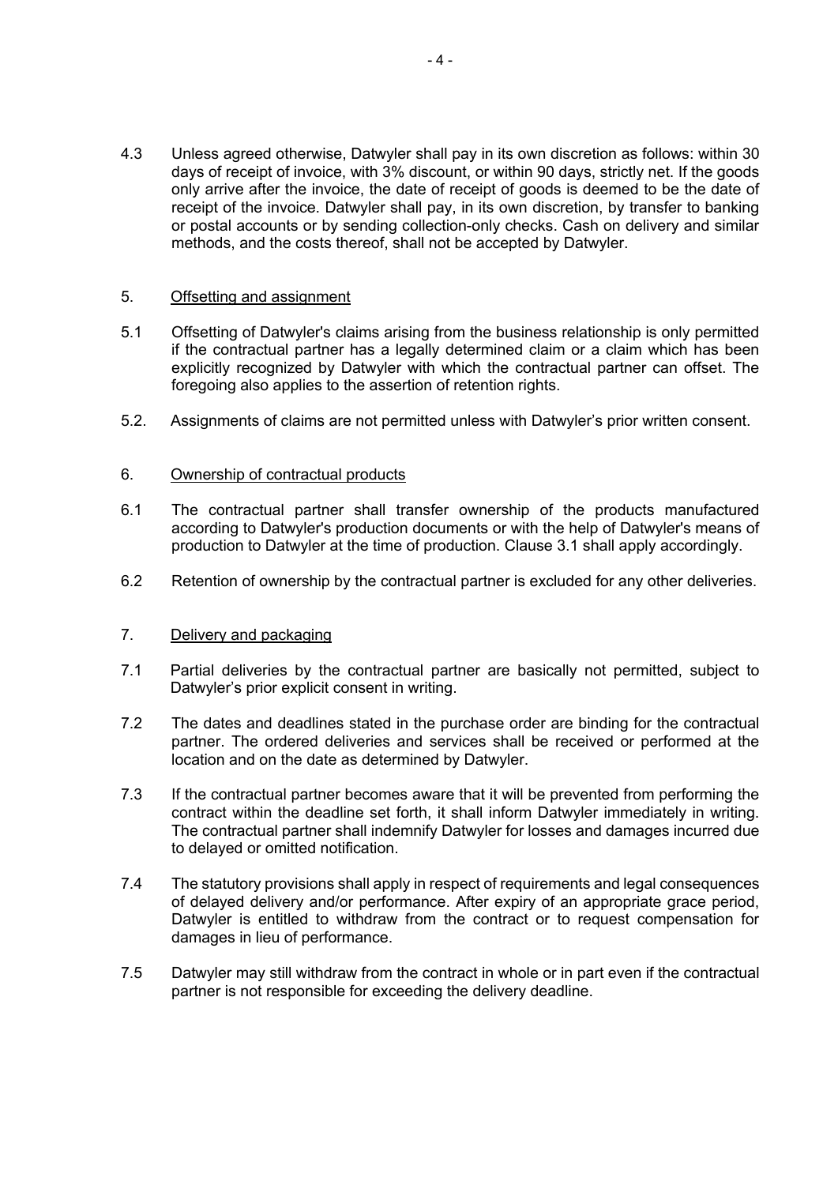4.3 Unless agreed otherwise, Datwyler shall pay in its own discretion as follows: within 30 days of receipt of invoice, with 3% discount, or within 90 days, strictly net. If the goods only arrive after the invoice, the date of receipt of goods is deemed to be the date of receipt of the invoice. Datwyler shall pay, in its own discretion, by transfer to banking or postal accounts or by sending collection-only checks. Cash on delivery and similar methods, and the costs thereof, shall not be accepted by Datwyler.

## 5. Offsetting and assignment

5.1 Offsetting of Datwyler's claims arising from the business relationship is only permitted if the contractual partner has a legally determined claim or a claim which has been explicitly recognized by Datwyler with which the contractual partner can offset. The foregoing also applies to the assertion of retention rights.

5.2. Assignments of claims are not permitted unless with Datwyler's prior written consent.

## 6. Ownership of contractual products

6.1 The contractual partner shall transfer ownership of the products manufactured according to Datwyler's production documents or with the help of Datwyler's means of production to Datwyler at the time of production. Clause 3.1 shall apply accordingly.

6.2 Retention of ownership by the contractual partner is excluded for any other deliveries.

## 7. Delivery and packaging

7.1 Partial deliveries by the contractual partner are basically not permitted, subject to Datwyler's prior explicit consent in writing.

7.2 The dates and deadlines stated in the purchase order are binding for the contractual partner. The ordered deliveries and services shall be received or performed at the location and on the date as determined by Datwyler.

7.3 If the contractual partner becomes aware that it will be prevented from performing the contract within the deadline set forth, it shall inform Datwyler immediately in writing. The contractual partner shall indemnify Datwyler for losses and damages incurred due to delayed or omitted notification.

7.4 The statutory provisions shall apply in respect of requirements and legal consequences of delayed delivery and/or performance. After expiry of an appropriate grace period, Datwyler is entitled to withdraw from the contract or to request compensation for damages in lieu of performance.

7.5 Datwyler may still withdraw from the contract in whole or in part even if the contractual partner is not responsible for exceeding the delivery deadline.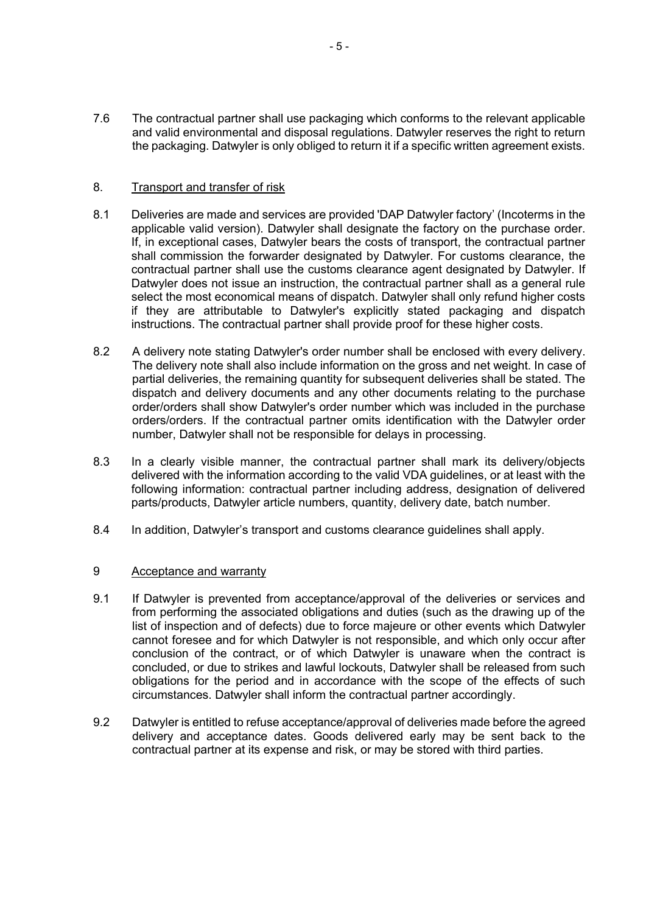7.6 The contractual partner shall use packaging which conforms to the relevant applicable and valid environmental and disposal regulations. Datwyler reserves the right to return the packaging. Datwyler is only obliged to return it if a specific written agreement exists.

## 8. Transport and transfer of risk

8.1 Deliveries are made and services are provided 'DAP Datwyler factory' (Incoterms in the applicable valid version). Datwyler shall designate the factory on the purchase order. If, in exceptional cases, Datwyler bears the costs of transport, the contractual partner shall commission the forwarder designated by Datwyler. For customs clearance, the contractual partner shall use the customs clearance agent designated by Datwyler. If Datwyler does not issue an instruction, the contractual partner shall as a general rule select the most economical means of dispatch. Datwyler shall only refund higher costs if they are attributable to Datwyler's explicitly stated packaging and dispatch instructions. The contractual partner shall provide proof for these higher costs.

8.2 A delivery note stating Datwyler's order number shall be enclosed with every delivery. The delivery note shall also include information on the gross and net weight. In case of partial deliveries, the remaining quantity for subsequent deliveries shall be stated. The dispatch and delivery documents and any other documents relating to the purchase order/orders shall show Datwyler's order number which was included in the purchase orders/orders. If the contractual partner omits identification with the Datwyler order number, Datwyler shall not be responsible for delays in processing.

8.3 In a clearly visible manner, the contractual partner shall mark its delivery/objects delivered with the information according to the valid VDA guidelines, or at least with the following information: contractual partner including address, designation of delivered parts/products, Datwyler article numbers, quantity, delivery date, batch number.

8.4 In addition, Datwyler's transport and customs clearance guidelines shall apply.

## 9 Acceptance and warranty

9.1 If Datwyler is prevented from acceptance/approval of the deliveries or services and from performing the associated obligations and duties (such as the drawing up of the list of inspection and of defects) due to force majeure or other events which Datwyler cannot foresee and for which Datwyler is not responsible, and which only occur after conclusion of the contract, or of which Datwyler is unaware when the contract is concluded, or due to strikes and lawful lockouts, Datwyler shall be released from such obligations for the period and in accordance with the scope of the effects of such circumstances. Datwyler shall inform the contractual partner accordingly.

9.2 Datwyler is entitled to refuse acceptance/approval of deliveries made before the agreed delivery and acceptance dates. Goods delivered early may be sent back to the contractual partner at its expense and risk, or may be stored with third parties.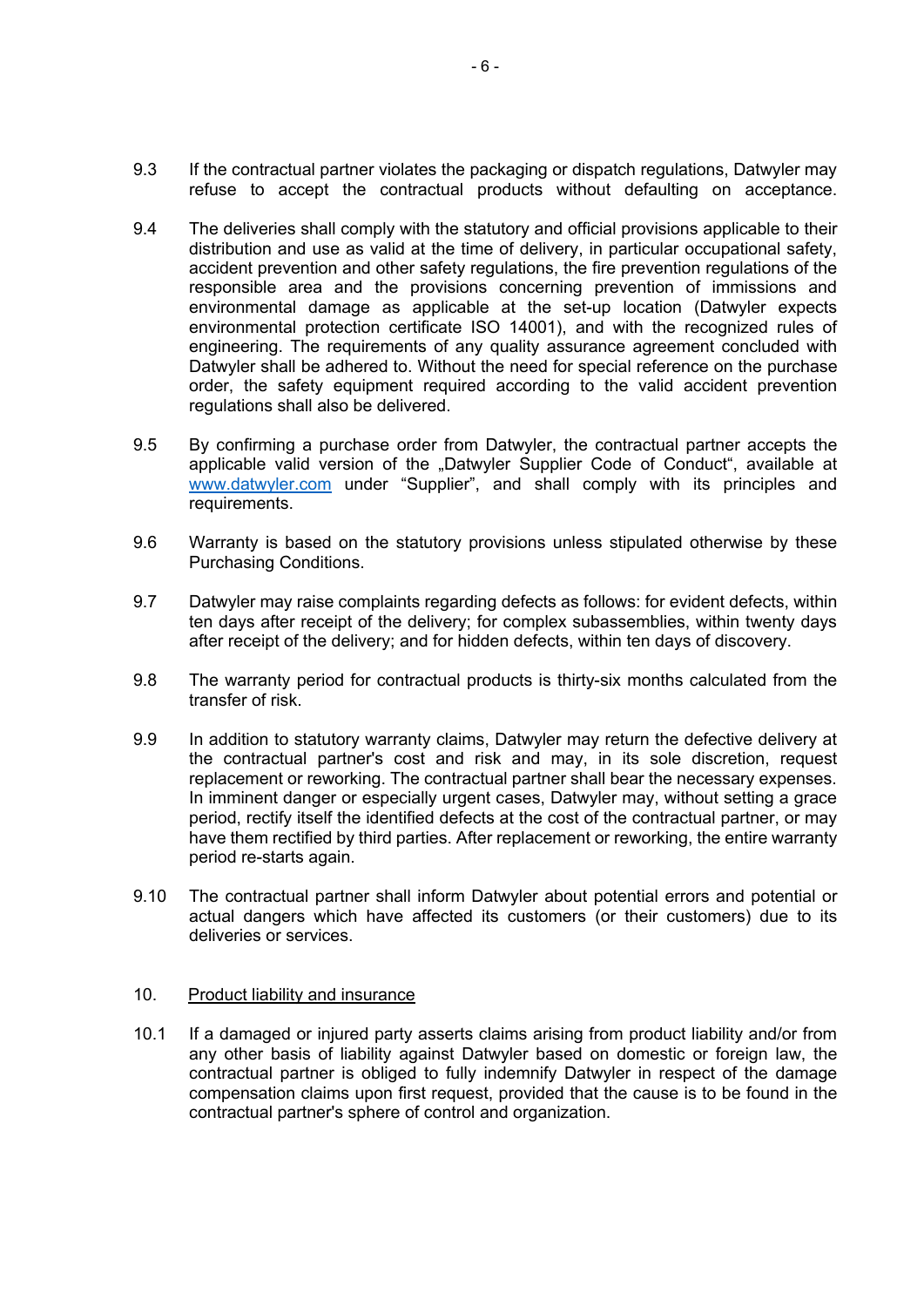9.3 If the contractual partner violates the packaging or dispatch regulations, Datwyler may refuse to accept the contractual products without defaulting on acceptance.

9.4 The deliveries shall comply with the statutory and official provisions applicable to their distribution and use as valid at the time of delivery, in particular occupational safety, accident prevention and other safety regulations, the fire prevention regulations of the responsible area and the provisions concerning prevention of immissions and environmental damage as applicable at the set-up location (Datwyler expects environmental protection certificate ISO 14001), and with the recognized rules of engineering. The requirements of any quality assurance agreement concluded with Datwyler shall be adhered to. Without the need for special reference on the purchase order, the safety equipment required according to the valid accident prevention regulations shall also be delivered.

9.5 By confirming a purchase order from Datwyler, the contractual partner accepts the applicable valid version of the „Datwyler Supplier Code of Conduct", available at [www.datwyler.com](http://www.datwyler.com) under "Supplier", and shall comply with its principles and requirements.

9.6 Warranty is based on the statutory provisions unless stipulated otherwise by these Purchasing Conditions.

9.7 Datwyler may raise complaints regarding defects as follows: for evident defects, within ten days after receipt of the delivery; for complex subassemblies, within twenty days after receipt of the delivery; and for hidden defects, within ten days of discovery.

9.8 The warranty period for contractual products is thirty-six months calculated from the transfer of risk.

9.9 In addition to statutory warranty claims, Datwyler may return the defective delivery at the contractual partner's cost and risk and may, in its sole discretion, request replacement or reworking. The contractual partner shall bear the necessary expenses. In imminent danger or especially urgent cases, Datwyler may, without setting a grace period, rectify itself the identified defects at the cost of the contractual partner, or may have them rectified by third parties. After replacement or reworking, the entire warranty period re-starts again.

9.10 The contractual partner shall inform Datwyler about potential errors and potential or actual dangers which have affected its customers (or their customers) due to its deliveries or services.

## 10. Product liability and insurance

10.1 If a damaged or injured party asserts claims arising from product liability and/or from any other basis of liability against Datwyler based on domestic or foreign law, the contractual partner is obliged to fully indemnify Datwyler in respect of the damage compensation claims upon first request, provided that the cause is to be found in the contractual partner's sphere of control and organization.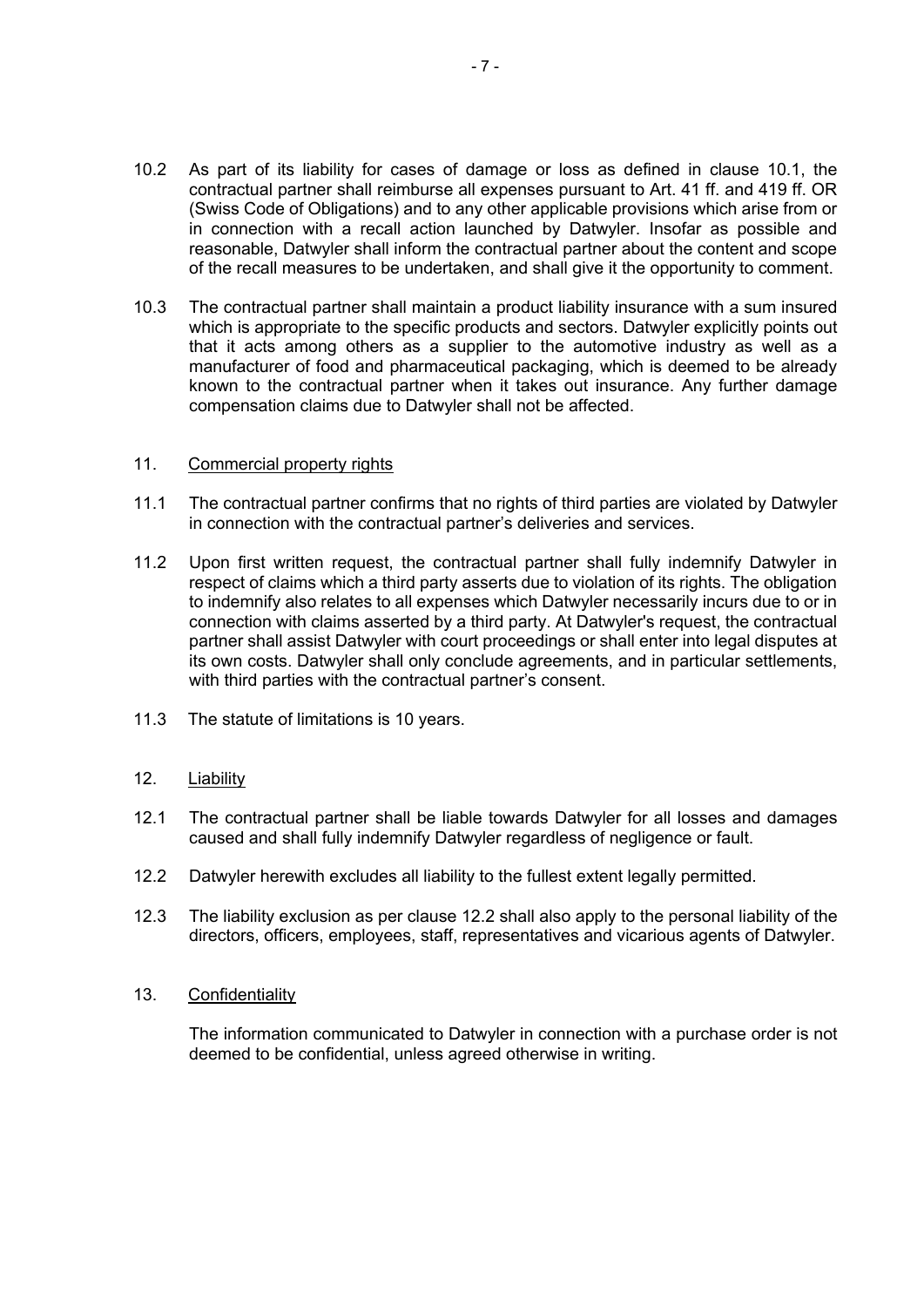10.2 As part of its liability for cases of damage or loss as defined in clause 10.1, the contractual partner shall reimburse all expenses pursuant to Art. 41 ff. and 419 ff. OR (Swiss Code of Obligations) and to any other applicable provisions which arise from or in connection with a recall action launched by Datwyler. Insofar as possible and reasonable, Datwyler shall inform the contractual partner about the content and scope of the recall measures to be undertaken, and shall give it the opportunity to comment.

10.3 The contractual partner shall maintain a product liability insurance with a sum insured which is appropriate to the specific products and sectors. Datwyler explicitly points out that it acts among others as a supplier to the automotive industry as well as a manufacturer of food and pharmaceutical packaging, which is deemed to be already known to the contractual partner when it takes out insurance. Any further damage compensation claims due to Datwyler shall not be affected.

## 11. Commercial property rights

11.1 The contractual partner confirms that no rights of third parties are violated by Datwyler in connection with the contractual partner's deliveries and services.

11.2 Upon first written request, the contractual partner shall fully indemnify Datwyler in respect of claims which a third party asserts due to violation of its rights. The obligation to indemnify also relates to all expenses which Datwyler necessarily incurs due to or in connection with claims asserted by a third party. At Datwyler's request, the contractual partner shall assist Datwyler with court proceedings or shall enter into legal disputes at its own costs. Datwyler shall only conclude agreements, and in particular settlements, with third parties with the contractual partner's consent.

11.3 The statute of limitations is 10 years.

## 12. Liability

12.1 The contractual partner shall be liable towards Datwyler for all losses and damages caused and shall fully indemnify Datwyler regardless of negligence or fault.

12.2 Datwyler herewith excludes all liability to the fullest extent legally permitted.

12.3 The liability exclusion as per clause 12.2 shall also apply to the personal liability of the directors, officers, employees, staff, representatives and vicarious agents of Datwyler.

## 13. Confidentiality

The information communicated to Datwyler in connection with a purchase order is not deemed to be confidential, unless agreed otherwise in writing.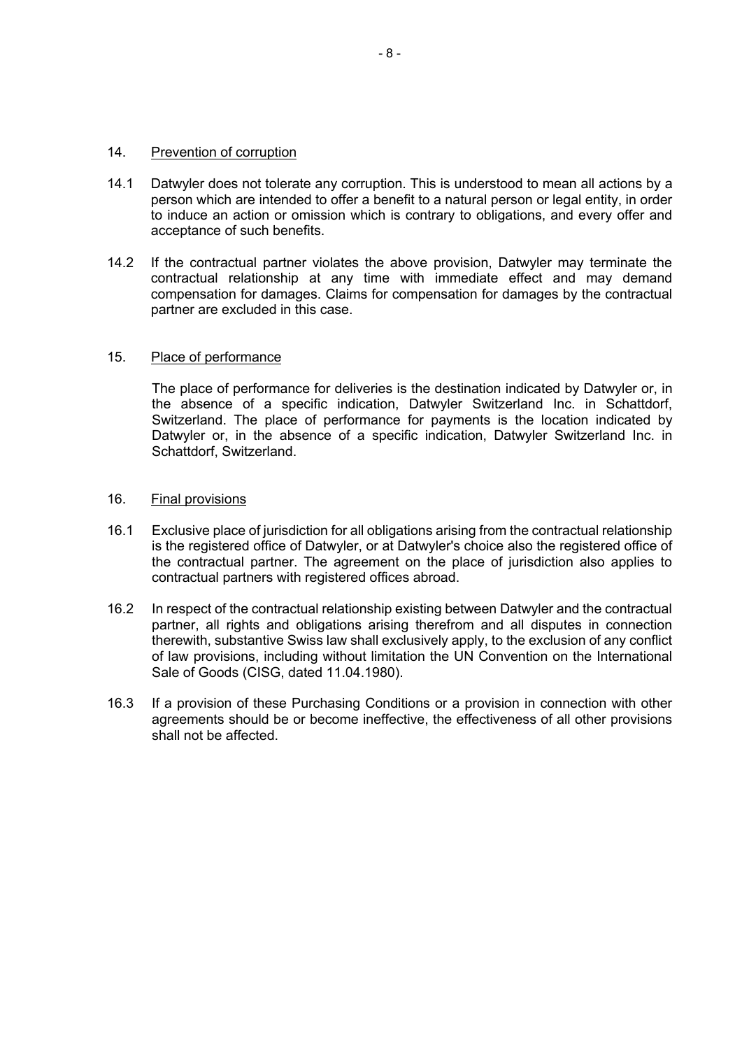## 14. Prevention of corruption

14.1 Datwyler does not tolerate any corruption. This is understood to mean all actions by a person which are intended to offer a benefit to a natural person or legal entity, in order to induce an action or omission which is contrary to obligations, and every offer and acceptance of such benefits.

14.2 If the contractual partner violates the above provision, Datwyler may terminate the contractual relationship at any time with immediate effect and may demand compensation for damages. Claims for compensation for damages by the contractual partner are excluded in this case.

## 15. Place of performance

The place of performance for deliveries is the destination indicated by Datwyler or, in the absence of a specific indication, Datwyler Switzerland Inc. in Schattdorf, Switzerland. The place of performance for payments is the location indicated by Datwyler or, in the absence of a specific indication, Datwyler Switzerland Inc. in Schattdorf, Switzerland.

## 16. Final provisions

16.1 Exclusive place of jurisdiction for all obligations arising from the contractual relationship is the registered office of Datwyler, or at Datwyler's choice also the registered office of the contractual partner. The agreement on the place of jurisdiction also applies to contractual partners with registered offices abroad.

16.2 In respect of the contractual relationship existing between Datwyler and the contractual partner, all rights and obligations arising therefrom and all disputes in connection therewith, substantive Swiss law shall exclusively apply, to the exclusion of any conflict of law provisions, including without limitation the UN Convention on the International Sale of Goods (CISG, dated 11.04.1980).

16.3 If a provision of these Purchasing Conditions or a provision in connection with other agreements should be or become ineffective, the effectiveness of all other provisions shall not be affected.